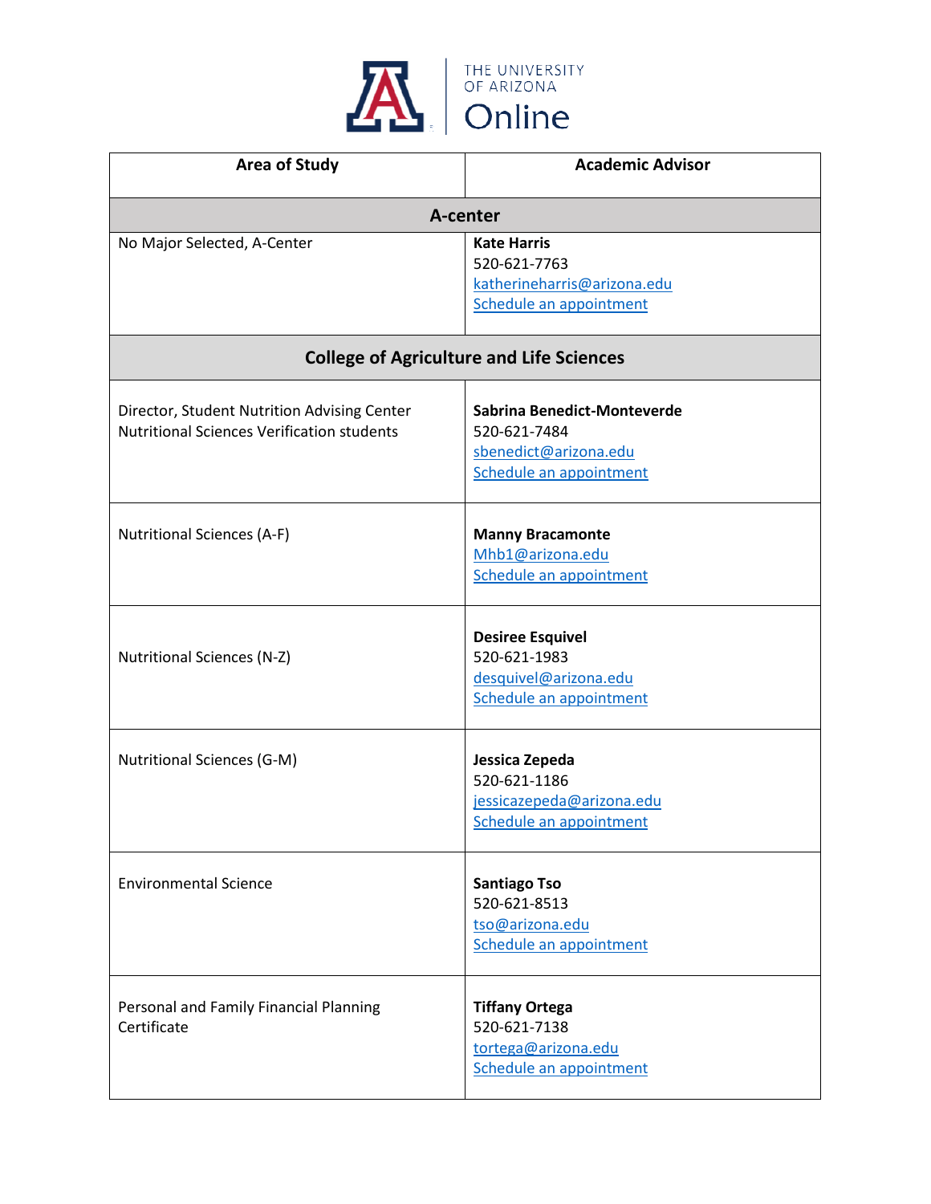THE UNIVERSITY OF ARIZONA Online

| Area of Study | Academic Advisor |
| --- | --- |
| **A-center** | |
| No Major Selected, A-Center | **Kate Harris**<br>520-621-7763<br>katherineharris@arizona.edu<br>Schedule an appointment |
| **College of Agriculture and Life Sciences** | |
| Director, Student Nutrition Advising Center<br>Nutritional Sciences Verification students | **Sabrina Benedict-Monteverde**<br>520-621-7484<br>sbenedict@arizona.edu<br>Schedule an appointment |
| Nutritional Sciences (A-F) | **Manny Bracamonte**<br>Mhb1@arizona.edu<br>Schedule an appointment |
| Nutritional Sciences (N-Z) | **Desiree Esquivel**<br>520-621-1983<br>desquivel@arizona.edu<br>Schedule an appointment |
| Nutritional Sciences (G-M) | **Jessica Zepeda**<br>520-621-1186<br>jessicazepeda@arizona.edu<br>Schedule an appointment |
| Environmental Science | **Santiago Tso**<br>520-621-8513<br>tso@arizona.edu<br>Schedule an appointment |
| Personal and Family Financial Planning Certificate | **Tiffany Ortega**<br>520-621-7138<br>tortega@arizona.edu<br>Schedule an appointment |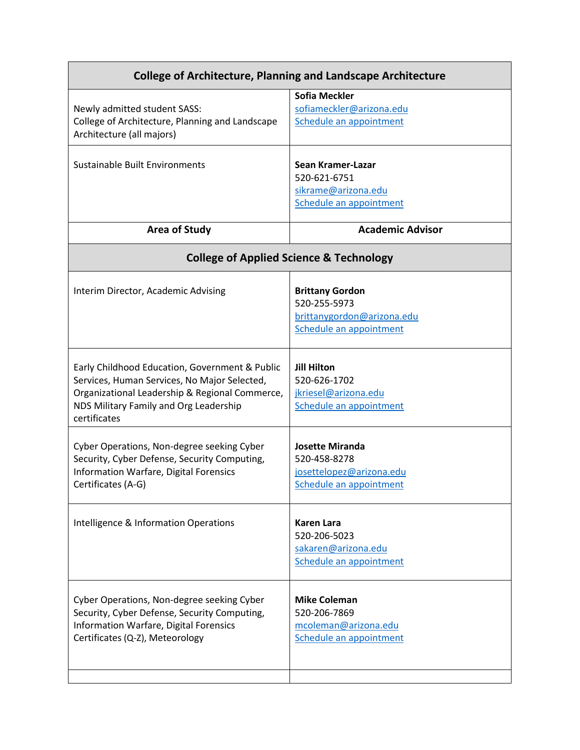| College of Architecture, Planning and Landscape Architecture | |
|---|---|
| Newly admitted student SASS: College of Architecture, Planning and Landscape Architecture (all majors) | **Sofia Meckler**<br>sofiameckler@arizona.edu<br>Schedule an appointment |
| Sustainable Built Environments | **Sean Kramer-Lazar**<br>520-621-6751<br>sikrame@arizona.edu<br>Schedule an appointment |

| Area of Study | Academic Advisor |
|---|---|
| **College of Applied Science & Technology** | |
| Interim Director, Academic Advising | **Brittany Gordon**<br>520-255-5973<br>brittanygordon@arizona.edu<br>Schedule an appointment |
| Early Childhood Education, Government & Public Services, Human Services, No Major Selected, Organizational Leadership & Regional Commerce, NDS Military Family and Org Leadership certificates | **Jill Hilton**<br>520-626-1702<br>jkriesel@arizona.edu<br>Schedule an appointment |
| Cyber Operations, Non-degree seeking Cyber Security, Cyber Defense, Security Computing, Information Warfare, Digital Forensics Certificates (A-G) | **Josette Miranda**<br>520-458-8278<br>josettelopez@arizona.edu<br>Schedule an appointment |
| Intelligence & Information Operations | **Karen Lara**<br>520-206-5023<br>sakaren@arizona.edu<br>Schedule an appointment |
| Cyber Operations, Non-degree seeking Cyber Security, Cyber Defense, Security Computing, Information Warfare, Digital Forensics Certificates (Q-Z), Meteorology | **Mike Coleman**<br>520-206-7869<br>mcoleman@arizona.edu<br>Schedule an appointment |
| | |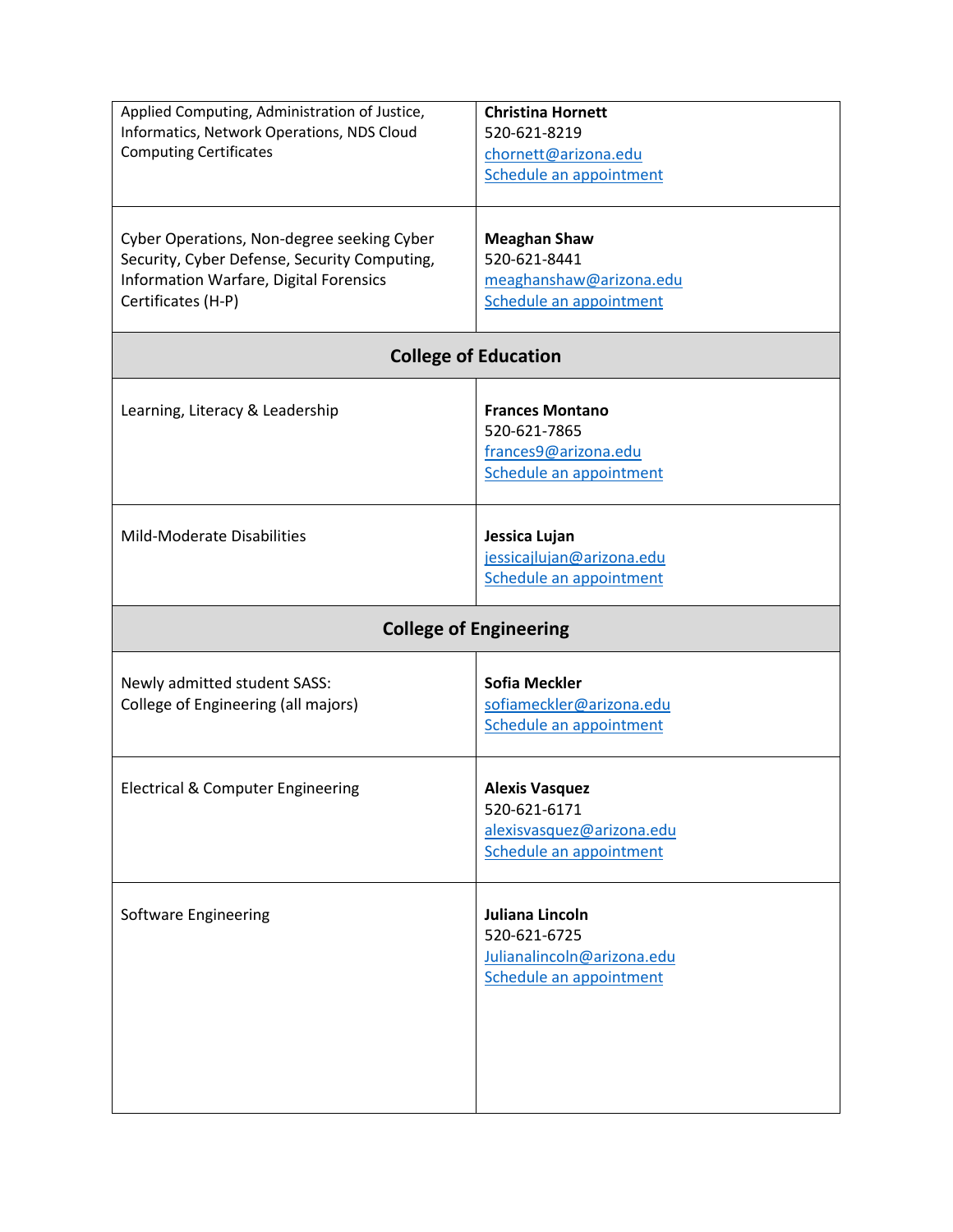| | |
|---|---|
| Applied Computing, Administration of Justice, Informatics, Network Operations, NDS Cloud Computing Certificates | **Christina Hornett**<br>520-621-8219<br>chornett@arizona.edu<br>Schedule an appointment |
| Cyber Operations, Non-degree seeking Cyber Security, Cyber Defense, Security Computing, Information Warfare, Digital Forensics Certificates (H-P) | **Meaghan Shaw**<br>520-621-8441<br>meaghanshaw@arizona.edu<br>Schedule an appointment |
| **College of Education** | |
| Learning, Literacy & Leadership | **Frances Montano**<br>520-621-7865<br>frances9@arizona.edu<br>Schedule an appointment |
| Mild-Moderate Disabilities | **Jessica Lujan**<br>jessicajlujan@arizona.edu<br>Schedule an appointment |
| **College of Engineering** | |
| Newly admitted student SASS:<br>College of Engineering (all majors) | **Sofia Meckler**<br>sofiameckler@arizona.edu<br>Schedule an appointment |
| Electrical & Computer Engineering | **Alexis Vasquez**<br>520-621-6171<br>alexisvasquez@arizona.edu<br>Schedule an appointment |
| Software Engineering | **Juliana Lincoln**<br>520-621-6725<br>Julianalincoln@arizona.edu<br>Schedule an appointment |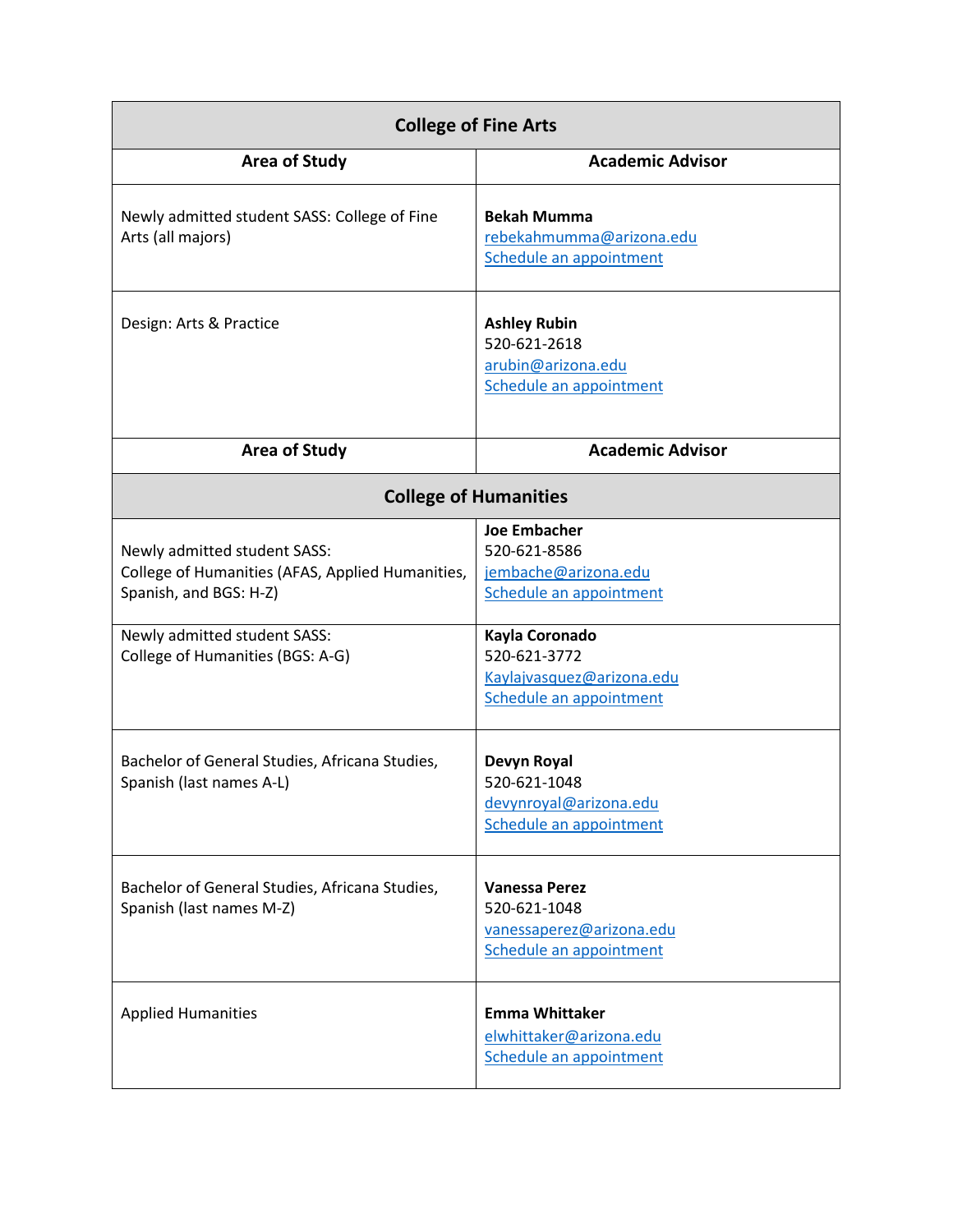| College of Fine Arts | |
|---|---|
| **Area of Study** | **Academic Advisor** |
| Newly admitted student SASS: College of Fine Arts (all majors) | **Bekah Mumma**<br>rebekahmumma@arizona.edu<br>Schedule an appointment |
| Design: Arts & Practice | **Ashley Rubin**<br>520-621-2618<br>arubin@arizona.edu<br>Schedule an appointment |

| Area of Study | Academic Advisor |
|---|---|
| **College of Humanities** | |
| Newly admitted student SASS:<br>College of Humanities (AFAS, Applied Humanities, Spanish, and BGS: H-Z) | **Joe Embacher**<br>520-621-8586<br>jembache@arizona.edu<br>Schedule an appointment |
| Newly admitted student SASS:<br>College of Humanities (BGS: A-G) | **Kayla Coronado**<br>520-621-3772<br>Kaylajvasquez@arizona.edu<br>Schedule an appointment |
| Bachelor of General Studies, Africana Studies, Spanish (last names A-L) | **Devyn Royal**<br>520-621-1048<br>devynroyal@arizona.edu<br>Schedule an appointment |
| Bachelor of General Studies, Africana Studies, Spanish (last names M-Z) | **Vanessa Perez**<br>520-621-1048<br>vanessaperez@arizona.edu<br>Schedule an appointment |
| Applied Humanities | **Emma Whittaker**<br>elwhittaker@arizona.edu<br>Schedule an appointment |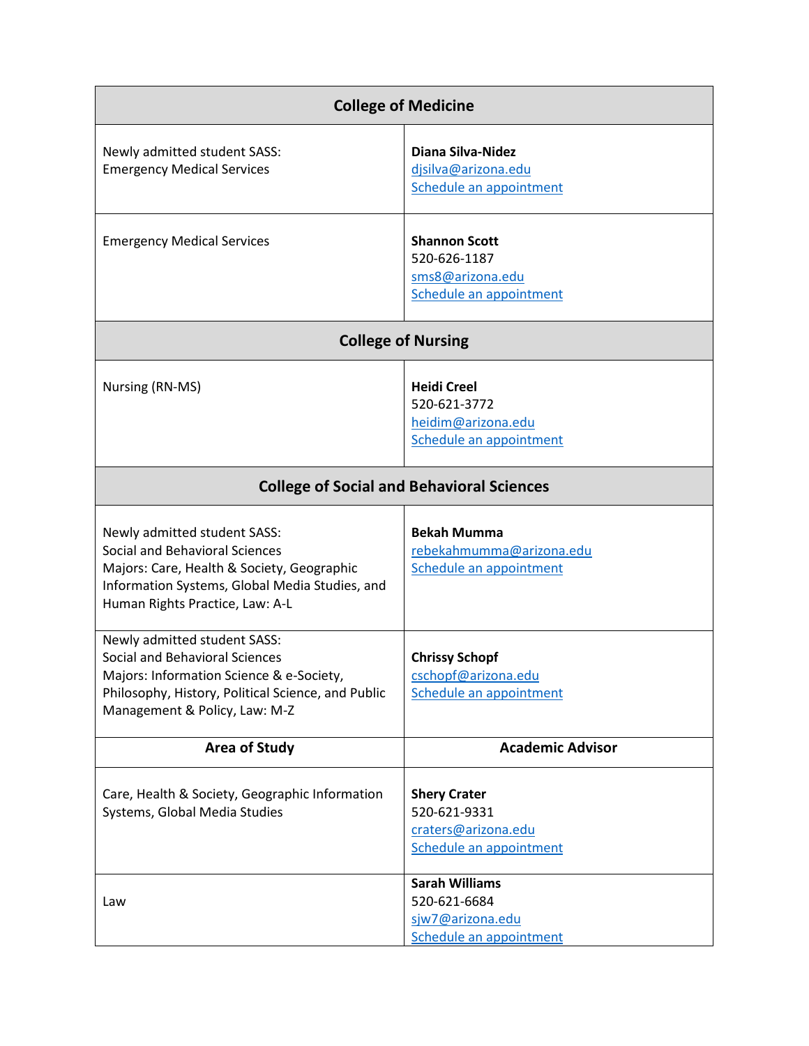| College of Medicine | |
|---|---|
| Newly admitted student SASS: Emergency Medical Services | **Diana Silva-Nidez**<br>djsilva@arizona.edu<br>Schedule an appointment |
| Emergency Medical Services | **Shannon Scott**<br>520-626-1187<br>sms8@arizona.edu<br>Schedule an appointment |
| **College of Nursing** | |
| Nursing (RN-MS) | **Heidi Creel**<br>520-621-3772<br>heidim@arizona.edu<br>Schedule an appointment |
| **College of Social and Behavioral Sciences** | |
| Newly admitted student SASS: Social and Behavioral Sciences<br>Majors: Care, Health & Society, Geographic Information Systems, Global Media Studies, and Human Rights Practice, Law: A-L | **Bekah Mumma**<br>rebekahmumma@arizona.edu<br>Schedule an appointment |
| Newly admitted student SASS: Social and Behavioral Sciences<br>Majors: Information Science & e-Society, Philosophy, History, Political Science, and Public Management & Policy, Law: M-Z | **Chrissy Schopf**<br>cschopf@arizona.edu<br>Schedule an appointment |
| **Area of Study** | **Academic Advisor** |
| Care, Health & Society, Geographic Information Systems, Global Media Studies | **Shery Crater**<br>520-621-9331<br>craters@arizona.edu<br>Schedule an appointment |
| Law | **Sarah Williams**<br>520-621-6684<br>sjw7@arizona.edu<br>Schedule an appointment |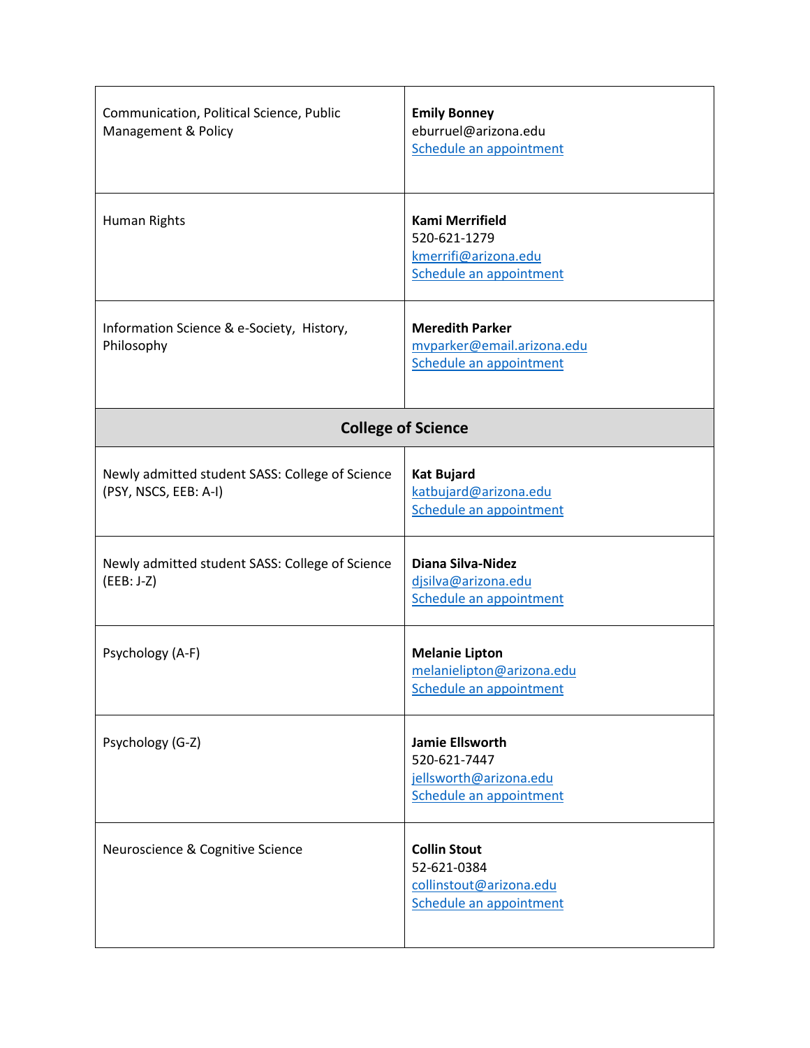| | |
|---|---|
| Communication, Political Science, Public Management & Policy | **Emily Bonney**<br>eburruel@arizona.edu<br>Schedule an appointment |
| Human Rights | **Kami Merrifield**<br>520-621-1279<br>kmerrifi@arizona.edu<br>Schedule an appointment |
| Information Science & e-Society, History, Philosophy | **Meredith Parker**<br>mvparker@email.arizona.edu<br>Schedule an appointment |
| **College of Science** | |
| Newly admitted student SASS: College of Science (PSY, NSCS, EEB: A-I) | **Kat Bujard**<br>katbujard@arizona.edu<br>Schedule an appointment |
| Newly admitted student SASS: College of Science (EEB: J-Z) | **Diana Silva-Nidez**<br>djsilva@arizona.edu<br>Schedule an appointment |
| Psychology (A-F) | **Melanie Lipton**<br>melanielipton@arizona.edu<br>Schedule an appointment |
| Psychology (G-Z) | **Jamie Ellsworth**<br>520-621-7447<br>jellsworth@arizona.edu<br>Schedule an appointment |
| Neuroscience & Cognitive Science | **Collin Stout**<br>52-621-0384<br>collinstout@arizona.edu<br>Schedule an appointment |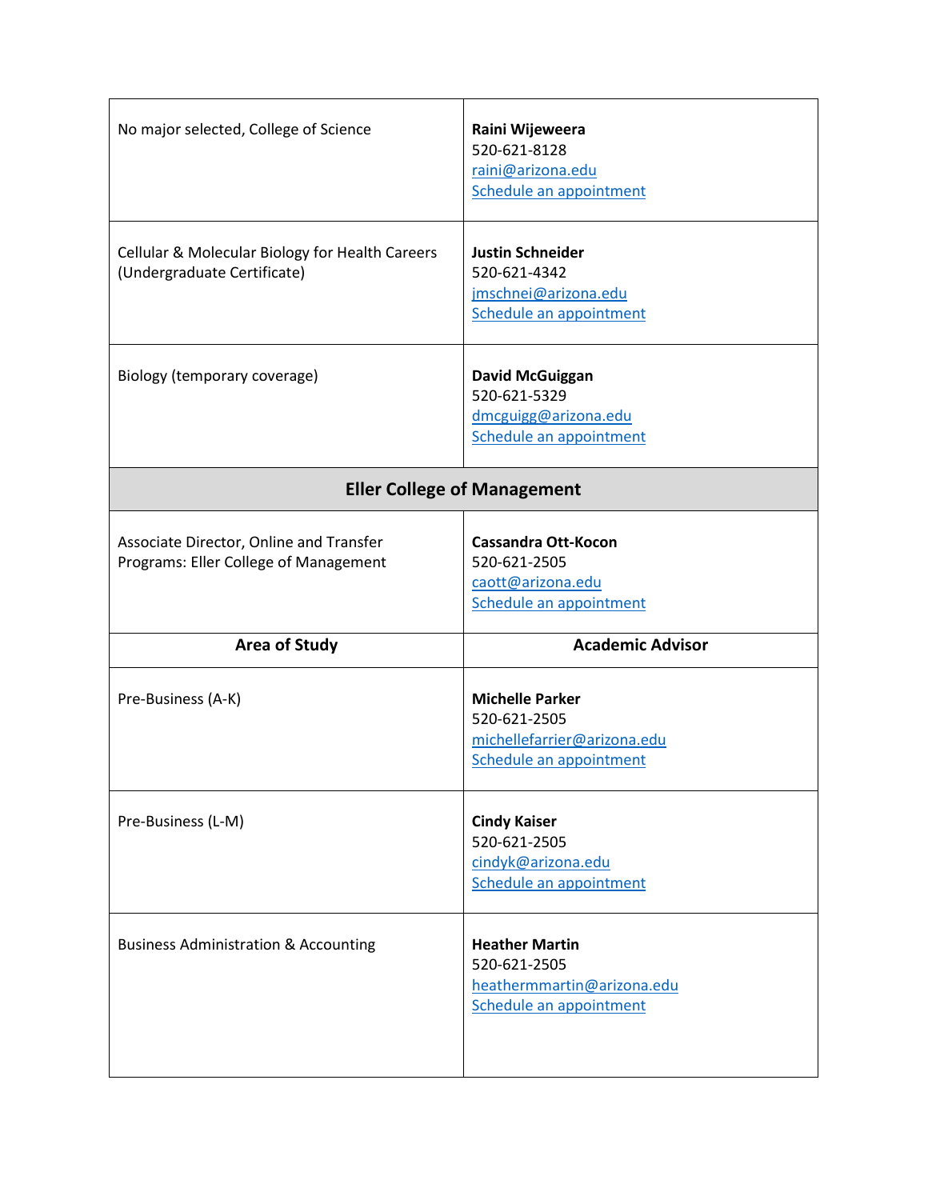| | |
|---|---|
| No major selected, College of Science | **Raini Wijeweera**<br>520-621-8128<br>raini@arizona.edu<br>Schedule an appointment |
| Cellular & Molecular Biology for Health Careers (Undergraduate Certificate) | **Justin Schneider**<br>520-621-4342<br>jmschnei@arizona.edu<br>Schedule an appointment |
| Biology (temporary coverage) | **David McGuiggan**<br>520-621-5329<br>dmcguigg@arizona.edu<br>Schedule an appointment |
| **Eller College of Management** | |
| Associate Director, Online and Transfer Programs: Eller College of Management | **Cassandra Ott-Kocon**<br>520-621-2505<br>caott@arizona.edu<br>Schedule an appointment |
| **Area of Study** | **Academic Advisor** |
| Pre-Business (A-K) | **Michelle Parker**<br>520-621-2505<br>michellefarrier@arizona.edu<br>Schedule an appointment |
| Pre-Business (L-M) | **Cindy Kaiser**<br>520-621-2505<br>cindyk@arizona.edu<br>Schedule an appointment |
| Business Administration & Accounting | **Heather Martin**<br>520-621-2505<br>heathermmartin@arizona.edu<br>Schedule an appointment |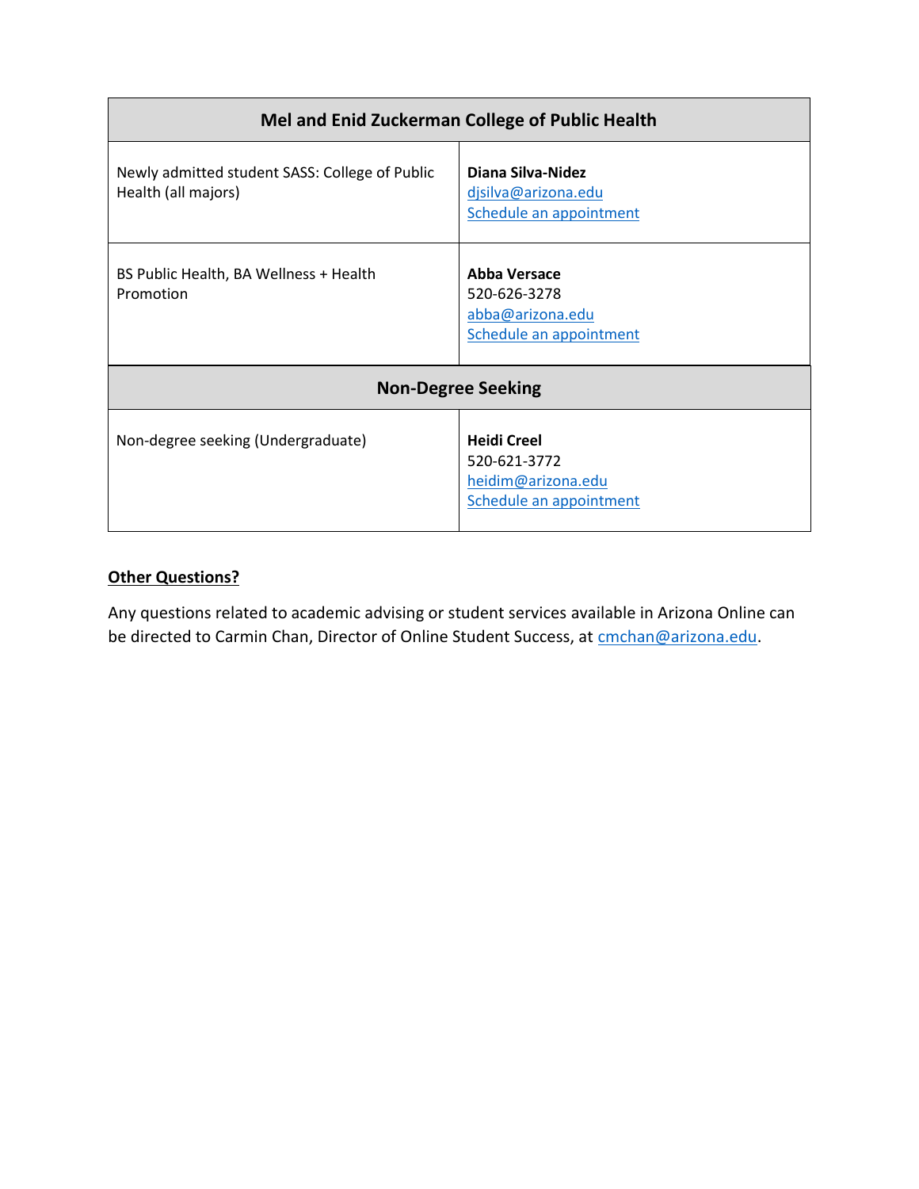| Mel and Enid Zuckerman College of Public Health | |
|---|---|
| Newly admitted student SASS: College of Public Health (all majors) | **Diana Silva-Nidez**<br>djsilva@arizona.edu<br>Schedule an appointment |
| BS Public Health, BA Wellness + Health Promotion | **Abba Versace**<br>520-626-3278<br>abba@arizona.edu<br>Schedule an appointment |
| **Non-Degree Seeking** | |
| Non-degree seeking (Undergraduate) | **Heidi Creel**<br>520-621-3772<br>heidim@arizona.edu<br>Schedule an appointment |

## Other Questions?

Any questions related to academic advising or student services available in Arizona Online can be directed to Carmin Chan, Director of Online Student Success, at cmchan@arizona.edu.